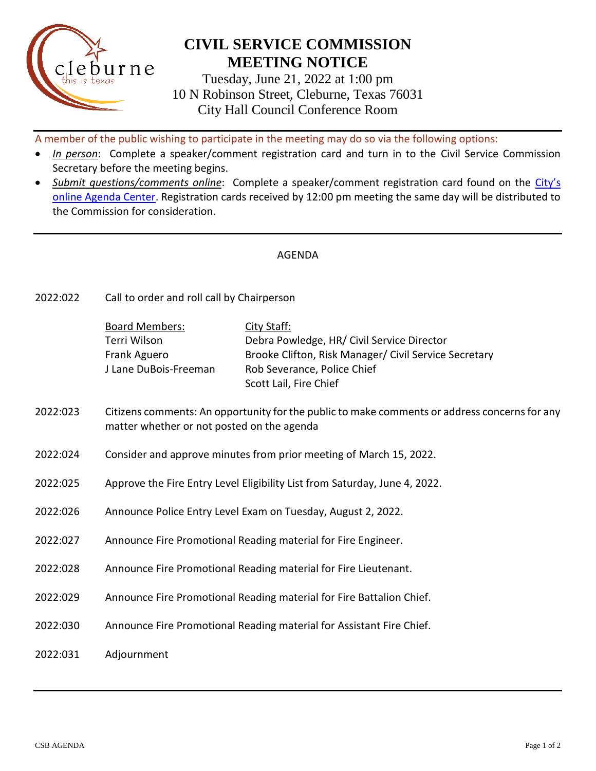# CIVIL SERVICE COMMISSION MEETING NOTICE

Tuesday, June 21, 2022 at 1:00 pm
10 N Robinson Street, Cleburne, Texas 76031
City Hall Council Conference Room

A member of the public wishing to participate in the meeting may do so via the following options:

- *In person*: Complete a speaker/comment registration card and turn in to the Civil Service Commission Secretary before the meeting begins.
- *Submit questions/comments online*: Complete a speaker/comment registration card found on the City's online Agenda Center. Registration cards received by 12:00 pm meeting the same day will be distributed to the Commission for consideration.

AGENDA

2022:022 Call to order and roll call by Chairperson

| Board Members: | City Staff: |
|---|---|
| Terri Wilson | Debra Powledge, HR/ Civil Service Director |
| Frank Aguero | Brooke Clifton, Risk Manager/ Civil Service Secretary |
| J Lane DuBois-Freeman | Rob Severance, Police Chief |
| | Scott Lail, Fire Chief |

2022:023 Citizens comments: An opportunity for the public to make comments or address concerns for any matter whether or not posted on the agenda

2022:024 Consider and approve minutes from prior meeting of March 15, 2022.

2022:025 Approve the Fire Entry Level Eligibility List from Saturday, June 4, 2022.

2022:026 Announce Police Entry Level Exam on Tuesday, August 2, 2022.

2022:027 Announce Fire Promotional Reading material for Fire Engineer.

2022:028 Announce Fire Promotional Reading material for Fire Lieutenant.

2022:029 Announce Fire Promotional Reading material for Fire Battalion Chief.

2022:030 Announce Fire Promotional Reading material for Assistant Fire Chief.

2022:031 Adjournment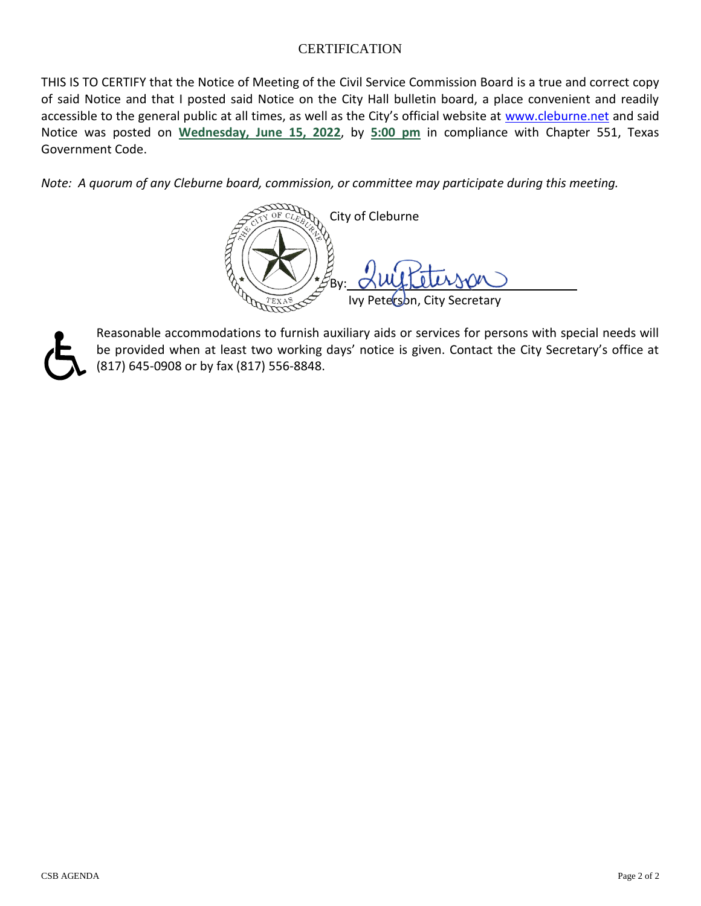# CERTIFICATION

THIS IS TO CERTIFY that the Notice of Meeting of the Civil Service Commission Board is a true and correct copy of said Notice and that I posted said Notice on the City Hall bulletin board, a place convenient and readily accessible to the general public at all times, as well as the City's official website at www.cleburne.net and said Notice was posted on **Wednesday, June 15, 2022**, by **5:00 pm** in compliance with Chapter 551, Texas Government Code.

*Note: A quorum of any Cleburne board, commission, or committee may participate during this meeting.*

City of Cleburne

By: Ivy Peterson

Ivy Peterson, City Secretary

Reasonable accommodations to furnish auxiliary aids or services for persons with special needs will be provided when at least two working days' notice is given. Contact the City Secretary's office at (817) 645-0908 or by fax (817) 556-8848.